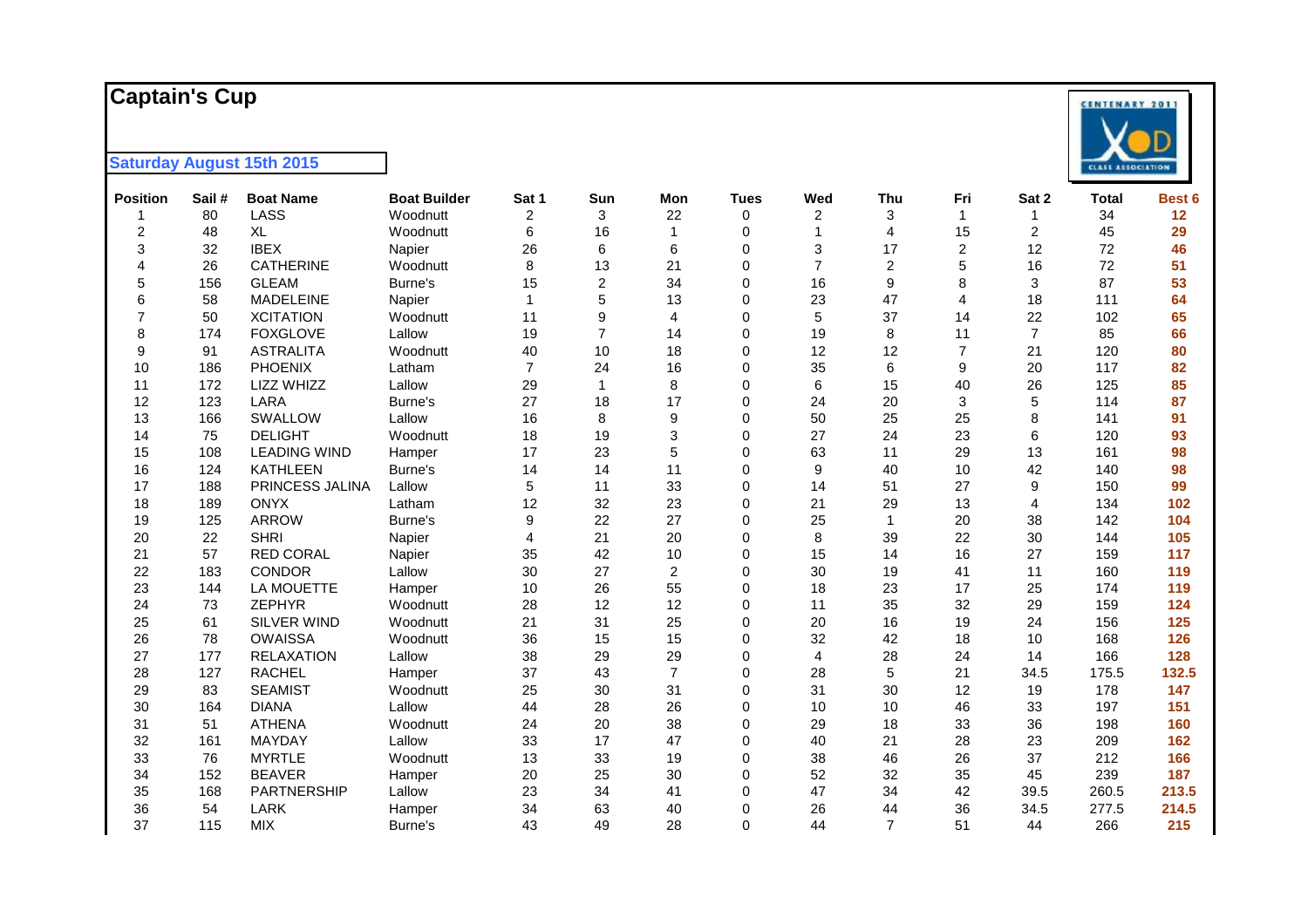# Captain's Cup

**Saturday August 15th 2015**

| Position | Sail # | Boat Name | Boat Builder | Sat 1 | Sun | Mon | Tues | Wed | Thu | Fri | Sat 2 | Total | Best 6 |
|---|---|---|---|---|---|---|---|---|---|---|---|---|---|
| 1 | 80 | LASS | Woodnutt | 2 | 3 | 22 | 0 | 2 | 3 | 1 | 1 | 34 | 12 |
| 2 | 48 | XL | Woodnutt | 6 | 16 | 1 | 0 | 1 | 4 | 15 | 2 | 45 | 29 |
| 3 | 32 | IBEX | Napier | 26 | 6 | 6 | 0 | 3 | 17 | 2 | 12 | 72 | 46 |
| 4 | 26 | CATHERINE | Woodnutt | 8 | 13 | 21 | 0 | 7 | 2 | 5 | 16 | 72 | 51 |
| 5 | 156 | GLEAM | Burne's | 15 | 2 | 34 | 0 | 16 | 9 | 8 | 3 | 87 | 53 |
| 6 | 58 | MADELEINE | Napier | 1 | 5 | 13 | 0 | 23 | 47 | 4 | 18 | 111 | 64 |
| 7 | 50 | XCITATION | Woodnutt | 11 | 9 | 4 | 0 | 5 | 37 | 14 | 22 | 102 | 65 |
| 8 | 174 | FOXGLOVE | Lallow | 19 | 7 | 14 | 0 | 19 | 8 | 11 | 7 | 85 | 66 |
| 9 | 91 | ASTRALITA | Woodnutt | 40 | 10 | 18 | 0 | 12 | 12 | 7 | 21 | 120 | 80 |
| 10 | 186 | PHOENIX | Latham | 7 | 24 | 16 | 0 | 35 | 6 | 9 | 20 | 117 | 82 |
| 11 | 172 | LIZZ WHIZZ | Lallow | 29 | 1 | 8 | 0 | 6 | 15 | 40 | 26 | 125 | 85 |
| 12 | 123 | LARA | Burne's | 27 | 18 | 17 | 0 | 24 | 20 | 3 | 5 | 114 | 87 |
| 13 | 166 | SWALLOW | Lallow | 16 | 8 | 9 | 0 | 50 | 25 | 25 | 8 | 141 | 91 |
| 14 | 75 | DELIGHT | Woodnutt | 18 | 19 | 3 | 0 | 27 | 24 | 23 | 6 | 120 | 93 |
| 15 | 108 | LEADING WIND | Hamper | 17 | 23 | 5 | 0 | 63 | 11 | 29 | 13 | 161 | 98 |
| 16 | 124 | KATHLEEN | Burne's | 14 | 14 | 11 | 0 | 9 | 40 | 10 | 42 | 140 | 98 |
| 17 | 188 | PRINCESS JALINA | Lallow | 5 | 11 | 33 | 0 | 14 | 51 | 27 | 9 | 150 | 99 |
| 18 | 189 | ONYX | Latham | 12 | 32 | 23 | 0 | 21 | 29 | 13 | 4 | 134 | 102 |
| 19 | 125 | ARROW | Burne's | 9 | 22 | 27 | 0 | 25 | 1 | 20 | 38 | 142 | 104 |
| 20 | 22 | SHRI | Napier | 4 | 21 | 20 | 0 | 8 | 39 | 22 | 30 | 144 | 105 |
| 21 | 57 | RED CORAL | Napier | 35 | 42 | 10 | 0 | 15 | 14 | 16 | 27 | 159 | 117 |
| 22 | 183 | CONDOR | Lallow | 30 | 27 | 2 | 0 | 30 | 19 | 41 | 11 | 160 | 119 |
| 23 | 144 | LA MOUETTE | Hamper | 10 | 26 | 55 | 0 | 18 | 23 | 17 | 25 | 174 | 119 |
| 24 | 73 | ZEPHYR | Woodnutt | 28 | 12 | 12 | 0 | 11 | 35 | 32 | 29 | 159 | 124 |
| 25 | 61 | SILVER WIND | Woodnutt | 21 | 31 | 25 | 0 | 20 | 16 | 19 | 24 | 156 | 125 |
| 26 | 78 | OWAISSA | Woodnutt | 36 | 15 | 15 | 0 | 32 | 42 | 18 | 10 | 168 | 126 |
| 27 | 177 | RELAXATION | Lallow | 38 | 29 | 29 | 0 | 4 | 28 | 24 | 14 | 166 | 128 |
| 28 | 127 | RACHEL | Hamper | 37 | 43 | 7 | 0 | 28 | 5 | 21 | 34.5 | 175.5 | 132.5 |
| 29 | 83 | SEAMIST | Woodnutt | 25 | 30 | 31 | 0 | 31 | 30 | 12 | 19 | 178 | 147 |
| 30 | 164 | DIANA | Lallow | 44 | 28 | 26 | 0 | 10 | 10 | 46 | 33 | 197 | 151 |
| 31 | 51 | ATHENA | Woodnutt | 24 | 20 | 38 | 0 | 29 | 18 | 33 | 36 | 198 | 160 |
| 32 | 161 | MAYDAY | Lallow | 33 | 17 | 47 | 0 | 40 | 21 | 28 | 23 | 209 | 162 |
| 33 | 76 | MYRTLE | Woodnutt | 13 | 33 | 19 | 0 | 38 | 46 | 26 | 37 | 212 | 166 |
| 34 | 152 | BEAVER | Hamper | 20 | 25 | 30 | 0 | 52 | 32 | 35 | 45 | 239 | 187 |
| 35 | 168 | PARTNERSHIP | Lallow | 23 | 34 | 41 | 0 | 47 | 34 | 42 | 39.5 | 260.5 | 213.5 |
| 36 | 54 | LARK | Hamper | 34 | 63 | 40 | 0 | 26 | 44 | 36 | 34.5 | 277.5 | 214.5 |
| 37 | 115 | MIX | Burne's | 43 | 49 | 28 | 0 | 44 | 7 | 51 | 44 | 266 | 215 |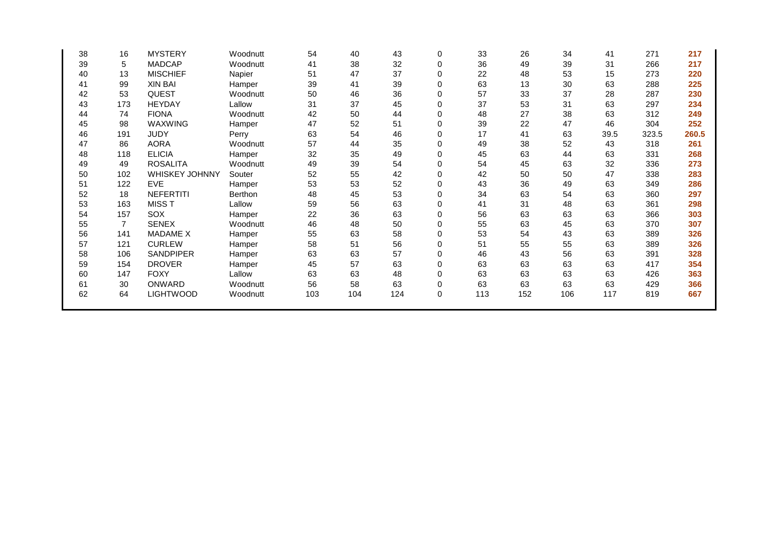| | | | | | | | | | | | | | |
|---|---|---|---|---|---|---|---|---|---|---|---|---|---|
| 38 | 16 | MYSTERY | Woodnutt | 54 | 40 | 43 | 0 | 33 | 26 | 34 | 41 | 271 | **217** |
| 39 | 5 | MADCAP | Woodnutt | 41 | 38 | 32 | 0 | 36 | 49 | 39 | 31 | 266 | **217** |
| 40 | 13 | MISCHIEF | Napier | 51 | 47 | 37 | 0 | 22 | 48 | 53 | 15 | 273 | **220** |
| 41 | 99 | XIN BAI | Hamper | 39 | 41 | 39 | 0 | 63 | 13 | 30 | 63 | 288 | **225** |
| 42 | 53 | QUEST | Woodnutt | 50 | 46 | 36 | 0 | 57 | 33 | 37 | 28 | 287 | **230** |
| 43 | 173 | HEYDAY | Lallow | 31 | 37 | 45 | 0 | 37 | 53 | 31 | 63 | 297 | **234** |
| 44 | 74 | FIONA | Woodnutt | 42 | 50 | 44 | 0 | 48 | 27 | 38 | 63 | 312 | **249** |
| 45 | 98 | WAXWING | Hamper | 47 | 52 | 51 | 0 | 39 | 22 | 47 | 46 | 304 | **252** |
| 46 | 191 | JUDY | Perry | 63 | 54 | 46 | 0 | 17 | 41 | 63 | 39.5 | 323.5 | **260.5** |
| 47 | 86 | AORA | Woodnutt | 57 | 44 | 35 | 0 | 49 | 38 | 52 | 43 | 318 | **261** |
| 48 | 118 | ELICIA | Hamper | 32 | 35 | 49 | 0 | 45 | 63 | 44 | 63 | 331 | **268** |
| 49 | 49 | ROSALITA | Woodnutt | 49 | 39 | 54 | 0 | 54 | 45 | 63 | 32 | 336 | **273** |
| 50 | 102 | WHISKEY JOHNNY | Souter | 52 | 55 | 42 | 0 | 42 | 50 | 50 | 47 | 338 | **283** |
| 51 | 122 | EVE | Hamper | 53 | 53 | 52 | 0 | 43 | 36 | 49 | 63 | 349 | **286** |
| 52 | 18 | NEFERTITI | Berthon | 48 | 45 | 53 | 0 | 34 | 63 | 54 | 63 | 360 | **297** |
| 53 | 163 | MISS T | Lallow | 59 | 56 | 63 | 0 | 41 | 31 | 48 | 63 | 361 | **298** |
| 54 | 157 | SOX | Hamper | 22 | 36 | 63 | 0 | 56 | 63 | 63 | 63 | 366 | **303** |
| 55 | 7 | SENEX | Woodnutt | 46 | 48 | 50 | 0 | 55 | 63 | 45 | 63 | 370 | **307** |
| 56 | 141 | MADAME X | Hamper | 55 | 63 | 58 | 0 | 53 | 54 | 43 | 63 | 389 | **326** |
| 57 | 121 | CURLEW | Hamper | 58 | 51 | 56 | 0 | 51 | 55 | 55 | 63 | 389 | **326** |
| 58 | 106 | SANDPIPER | Hamper | 63 | 63 | 57 | 0 | 46 | 43 | 56 | 63 | 391 | **328** |
| 59 | 154 | DROVER | Hamper | 45 | 57 | 63 | 0 | 63 | 63 | 63 | 63 | 417 | **354** |
| 60 | 147 | FOXY | Lallow | 63 | 63 | 48 | 0 | 63 | 63 | 63 | 63 | 426 | **363** |
| 61 | 30 | ONWARD | Woodnutt | 56 | 58 | 63 | 0 | 63 | 63 | 63 | 63 | 429 | **366** |
| 62 | 64 | LIGHTWOOD | Woodnutt | 103 | 104 | 124 | 0 | 113 | 152 | 106 | 117 | 819 | **667** |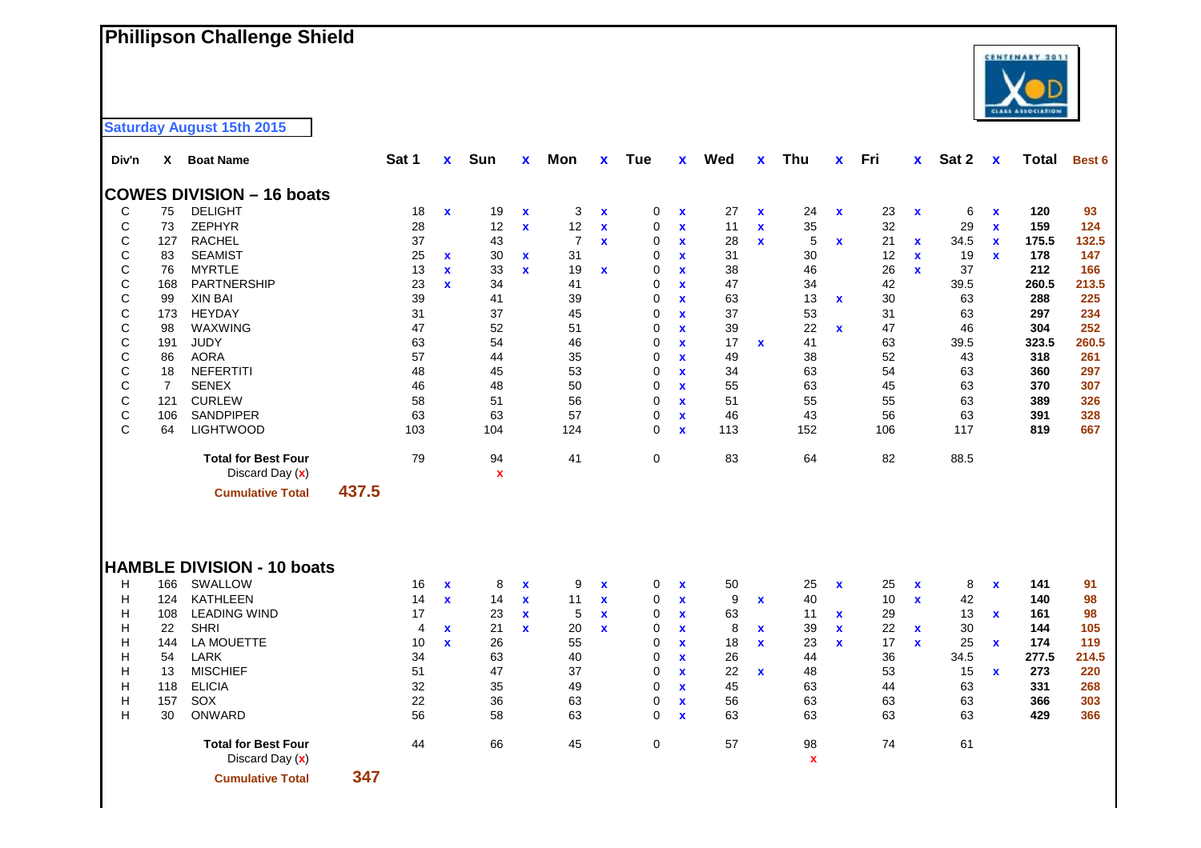# Phillipson Challenge Shield

**Saturday August 15th 2015**

| Div'n | X | Boat Name | Sat 1 | x | Sun | x | Mon | x | Tue | x | Wed | x | Thu | x | Fri | x | Sat 2 | x | Total | Best 6 |
|---|---|---|---|---|---|---|---|---|---|---|---|---|---|---|---|---|---|---|---|---|
| **COWES DIVISION – 16 boats** | | | | | | | | | | | | | | | | | | | | |
| C | 75 | DELIGHT | 18 | x | 19 | x | 3 | x | 0 | x | 27 | x | 24 | x | 23 | x | 6 | x | **120** | **93** |
| C | 73 | ZEPHYR | 28 | | 12 | x | 12 | x | 0 | x | 11 | x | 35 | | 32 | | 29 | x | **159** | **124** |
| C | 127 | RACHEL | 37 | | 43 | | 7 | x | 0 | x | 28 | x | 5 | x | 21 | x | 34.5 | x | **175.5** | **132.5** |
| C | 83 | SEAMIST | 25 | x | 30 | x | 31 | | 0 | x | 31 | | 30 | | 12 | x | 19 | x | **178** | **147** |
| C | 76 | MYRTLE | 13 | x | 33 | x | 19 | x | 0 | x | 38 | | 46 | | 26 | x | 37 | | **212** | **166** |
| C | 168 | PARTNERSHIP | 23 | x | 34 | | 41 | | 0 | x | 47 | | 34 | | 42 | | 39.5 | | **260.5** | **213.5** |
| C | 99 | XIN BAI | 39 | | 41 | | 39 | | 0 | x | 63 | | 13 | x | 30 | | 63 | | **288** | **225** |
| C | 173 | HEYDAY | 31 | | 37 | | 45 | | 0 | x | 37 | | 53 | | 31 | | 63 | | **297** | **234** |
| C | 98 | WAXWING | 47 | | 52 | | 51 | | 0 | x | 39 | | 22 | x | 47 | | 46 | | **304** | **252** |
| C | 191 | JUDY | 63 | | 54 | | 46 | | 0 | x | 17 | x | 41 | | 63 | | 39.5 | | **323.5** | **260.5** |
| C | 86 | AORA | 57 | | 44 | | 35 | | 0 | x | 49 | | 38 | | 52 | | 43 | | **318** | **261** |
| C | 18 | NEFERTITI | 48 | | 45 | | 53 | | 0 | x | 34 | | 63 | | 54 | | 63 | | **360** | **297** |
| C | 7 | SENEX | 46 | | 48 | | 50 | | 0 | x | 55 | | 63 | | 45 | | 63 | | **370** | **307** |
| C | 121 | CURLEW | 58 | | 51 | | 56 | | 0 | x | 51 | | 55 | | 55 | | 63 | | **389** | **326** |
| C | 106 | SANDPIPER | 63 | | 63 | | 57 | | 0 | x | 46 | | 43 | | 56 | | 63 | | **391** | **328** |
| C | 64 | LIGHTWOOD | 103 | | 104 | | 124 | | 0 | x | 113 | | 152 | | 106 | | 117 | | **819** | **667** |
| | | **Total for Best Four** | 79 | | 94 | | 41 | | 0 | | 83 | | 64 | | 82 | | 88.5 | | | |
| | | Discard Day (x) | | | x | | | | | | | | | | | | | | | |
| | | **Cumulative Total** 437.5 | | | | | | | | | | | | | | | | | | |
| **HAMBLE DIVISION - 10 boats** | | | | | | | | | | | | | | | | | | | | |
| H | 166 | SWALLOW | 16 | x | 8 | x | 9 | x | 0 | x | 50 | | 25 | x | 25 | x | 8 | x | **141** | **91** |
| H | 124 | KATHLEEN | 14 | x | 14 | x | 11 | x | 0 | x | 9 | x | 40 | | 10 | x | 42 | | **140** | **98** |
| H | 108 | LEADING WIND | 17 | | 23 | x | 5 | x | 0 | x | 63 | | 11 | x | 29 | | 13 | x | **161** | **98** |
| H | 22 | SHRI | 4 | x | 21 | x | 20 | x | 0 | x | 8 | x | 39 | x | 22 | x | 30 | | **144** | **105** |
| H | 144 | LA MOUETTE | 10 | x | 26 | | 55 | | 0 | x | 18 | x | 23 | x | 17 | x | 25 | x | **174** | **119** |
| H | 54 | LARK | 34 | | 63 | | 40 | | 0 | x | 26 | | 44 | | 36 | | 34.5 | | **277.5** | **214.5** |
| H | 13 | MISCHIEF | 51 | | 47 | | 37 | | 0 | x | 22 | x | 48 | | 53 | | 15 | x | **273** | **220** |
| H | 118 | ELICIA | 32 | | 35 | | 49 | | 0 | x | 45 | | 63 | | 44 | | 63 | | **331** | **268** |
| H | 157 | SOX | 22 | | 36 | | 63 | | 0 | x | 56 | | 63 | | 63 | | 63 | | **366** | **303** |
| H | 30 | ONWARD | 56 | | 58 | | 63 | | 0 | x | 63 | | 63 | | 63 | | 63 | | **429** | **366** |
| | | **Total for Best Four** | 44 | | 66 | | 45 | | 0 | | 57 | | 98 | | 74 | | 61 | | | |
| | | Discard Day (x) | | | | | | | | | | | x | | | | | | | |
| | | **Cumulative Total** 347 | | | | | | | | | | | | | | | | | | |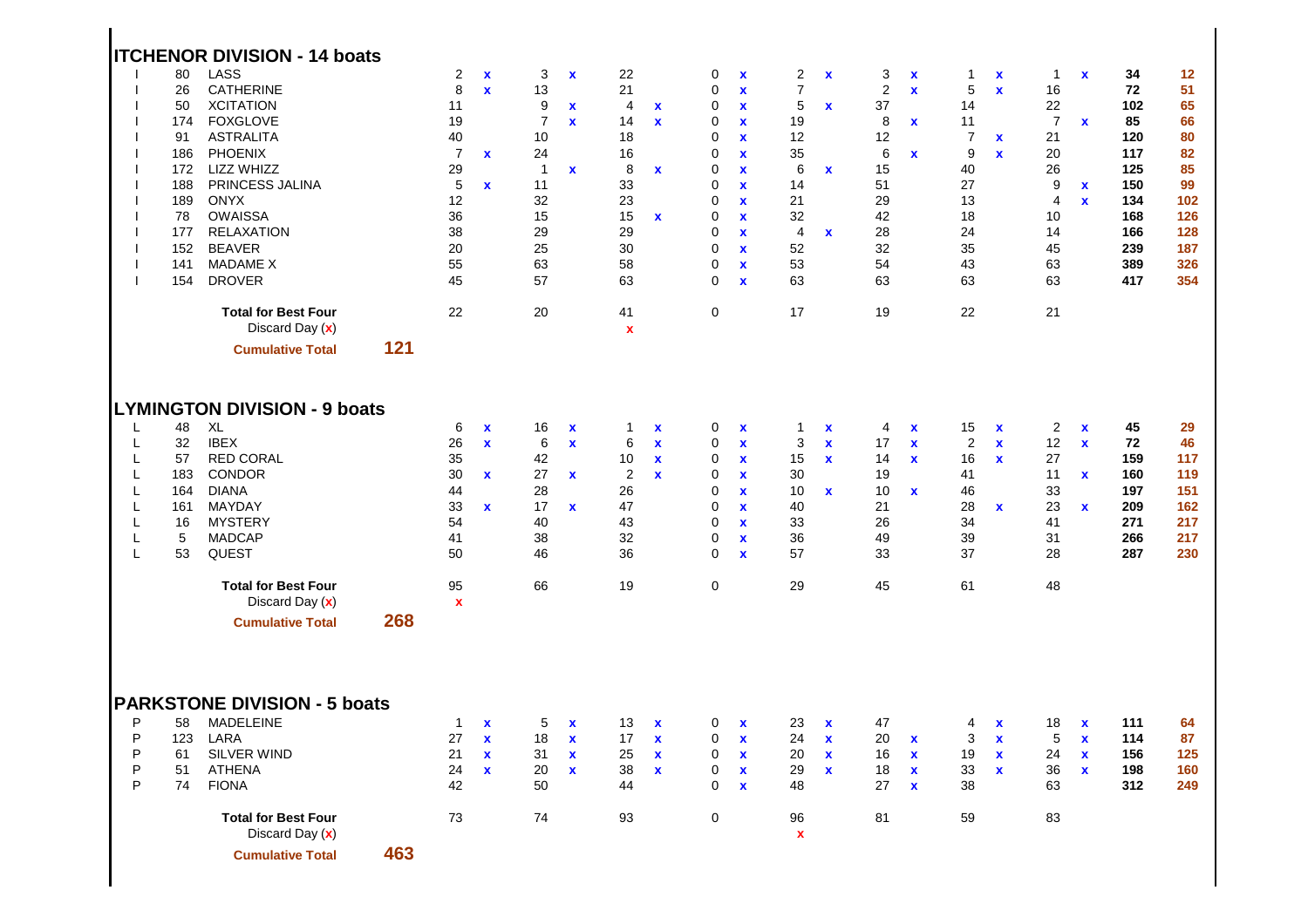## ITCHENOR DIVISION - 14 boats

| | | | | | | | | | | | | | | | | | | | |
|---|---|---|---|---|---|---|---|---|---|---|---|---|---|---|---|---|---|---|---|
| I | 80 | LASS | 2 | x | 3 | x | 22 | | 0 | x | 2 | x | 3 | x | 1 | x | 1 | x | 34 | 12 |
| I | 26 | CATHERINE | 8 | x | 13 | | 21 | | 0 | x | 7 | | 2 | x | 5 | x | 16 | | 72 | 51 |
| I | 50 | XCITATION | 11 | | 9 | x | 4 | x | 0 | x | 5 | x | 37 | | 14 | | 22 | | 102 | 65 |
| I | 174 | FOXGLOVE | 19 | | 7 | x | 14 | x | 0 | x | 19 | | 8 | x | 11 | | 7 | x | 85 | 66 |
| I | 91 | ASTRALITA | 40 | | 10 | | 18 | | 0 | x | 12 | | 12 | | 7 | x | 21 | | 120 | 80 |
| I | 186 | PHOENIX | 7 | x | 24 | | 16 | | 0 | x | 35 | | 6 | x | 9 | x | 20 | | 117 | 82 |
| I | 172 | LIZZ WHIZZ | 29 | | 1 | x | 8 | x | 0 | x | 6 | x | 15 | | 40 | | 26 | | 125 | 85 |
| I | 188 | PRINCESS JALINA | 5 | x | 11 | | 33 | | 0 | x | 14 | | 51 | | 27 | | 9 | x | 150 | 99 |
| I | 189 | ONYX | 12 | | 32 | | 23 | | 0 | x | 21 | | 29 | | 13 | | 4 | x | 134 | 102 |
| I | 78 | OWAISSA | 36 | | 15 | | 15 | x | 0 | x | 32 | | 42 | | 18 | | 10 | | 168 | 126 |
| I | 177 | RELAXATION | 38 | | 29 | | 29 | | 0 | x | 4 | x | 28 | | 24 | | 14 | | 166 | 128 |
| I | 152 | BEAVER | 20 | | 25 | | 30 | | 0 | x | 52 | | 32 | | 35 | | 45 | | 239 | 187 |
| I | 141 | MADAME X | 55 | | 63 | | 58 | | 0 | x | 53 | | 54 | | 43 | | 63 | | 389 | 326 |
| I | 154 | DROVER | 45 | | 57 | | 63 | | 0 | x | 63 | | 63 | | 63 | | 63 | | 417 | 354 |
| | | **Total for Best Four** | 22 | | 20 | | 41 | | 0 | | 17 | | 19 | | 22 | | 21 | | | |
| | | Discard Day (x) | | | | | x | | | | | | | | | | | | | |
| | | **Cumulative Total** 121 | | | | | | | | | | | | | | | | | | |

## LYMINGTON DIVISION - 9 boats

| | | | | | | | | | | | | | | | | | | | |
|---|---|---|---|---|---|---|---|---|---|---|---|---|---|---|---|---|---|---|---|
| L | 48 | XL | 6 | x | 16 | x | 1 | x | 0 | x | 1 | x | 4 | x | 15 | x | 2 | x | 45 | 29 |
| L | 32 | IBEX | 26 | x | 6 | x | 6 | x | 0 | x | 3 | x | 17 | x | 2 | x | 12 | x | 72 | 46 |
| L | 57 | RED CORAL | 35 | | 42 | | 10 | x | 0 | x | 15 | x | 14 | x | 16 | x | 27 | | 159 | 117 |
| L | 183 | CONDOR | 30 | x | 27 | x | 2 | x | 0 | x | 30 | | 19 | | 41 | | 11 | x | 160 | 119 |
| L | 164 | DIANA | 44 | | 28 | | 26 | | 0 | x | 10 | x | 10 | x | 46 | | 33 | | 197 | 151 |
| L | 161 | MAYDAY | 33 | x | 17 | x | 47 | | 0 | x | 40 | | 21 | | 28 | x | 23 | x | 209 | 162 |
| L | 16 | MYSTERY | 54 | | 40 | | 43 | | 0 | x | 33 | | 26 | | 34 | | 41 | | 271 | 217 |
| L | 5 | MADCAP | 41 | | 38 | | 32 | | 0 | x | 36 | | 49 | | 39 | | 31 | | 266 | 217 |
| L | 53 | QUEST | 50 | | 46 | | 36 | | 0 | x | 57 | | 33 | | 37 | | 28 | | 287 | 230 |
| | | **Total for Best Four** | 95 | | 66 | | 19 | | 0 | | 29 | | 45 | | 61 | | 48 | | | |
| | | Discard Day (x) | x | | | | | | | | | | | | | | | | | |
| | | **Cumulative Total** 268 | | | | | | | | | | | | | | | | | | |

## PARKSTONE DIVISION - 5 boats

| | | | | | | | | | | | | | | | | | | | |
|---|---|---|---|---|---|---|---|---|---|---|---|---|---|---|---|---|---|---|---|
| P | 58 | MADELEINE | 1 | x | 5 | x | 13 | x | 0 | x | 23 | x | 47 | | 4 | x | 18 | x | 111 | 64 |
| P | 123 | LARA | 27 | x | 18 | x | 17 | x | 0 | x | 24 | x | 20 | x | 3 | x | 5 | x | 114 | 87 |
| P | 61 | SILVER WIND | 21 | x | 31 | x | 25 | x | 0 | x | 20 | x | 16 | x | 19 | x | 24 | x | 156 | 125 |
| P | 51 | ATHENA | 24 | x | 20 | x | 38 | x | 0 | x | 29 | x | 18 | x | 33 | x | 36 | x | 198 | 160 |
| P | 74 | FIONA | 42 | | 50 | | 44 | | 0 | x | 48 | | 27 | x | 38 | | 63 | | 312 | 249 |
| | | **Total for Best Four** | 73 | | 74 | | 93 | | 0 | | 96 | | 81 | | 59 | | 83 | | | |
| | | Discard Day (x) | | | | | | | | | x | | | | | | | | | |
| | | **Cumulative Total** 463 | | | | | | | | | | | | | | | | | | |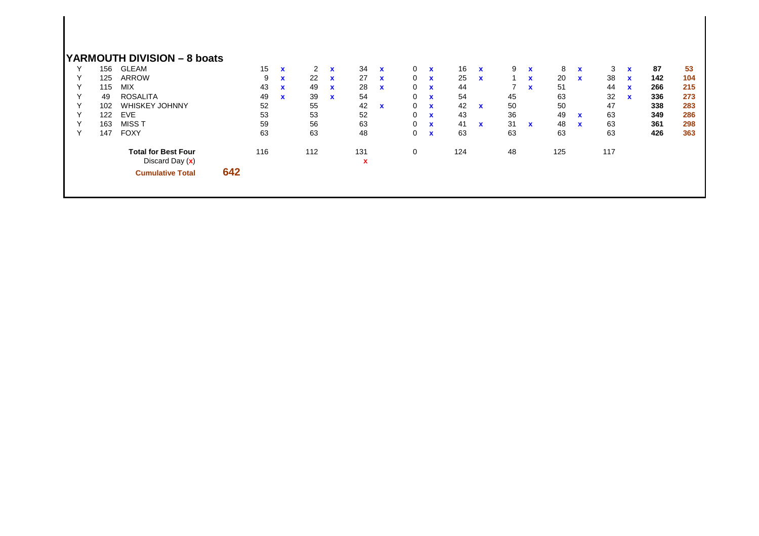## YARMOUTH DIVISION – 8 boats

| | | | | | | | | | | | | | | | | | | | | |
|---|---|---|---|---|---|---|---|---|---|---|---|---|---|---|---|---|---|---|---|---|
| Y | 156 | GLEAM | 15 | x | 2 | x | 34 | x | 0 | x | 16 | x | 9 | x | 8 | x | 3 | x | **87** | **53** |
| Y | 125 | ARROW | 9 | x | 22 | x | 27 | x | 0 | x | 25 | x | 1 | x | 20 | x | 38 | x | **142** | **104** |
| Y | 115 | MIX | 43 | x | 49 | x | 28 | x | 0 | x | 44 | | 7 | x | 51 | | 44 | x | **266** | **215** |
| Y | 49 | ROSALITA | 49 | x | 39 | x | 54 | | 0 | x | 54 | | 45 | | 63 | | 32 | x | **336** | **273** |
| Y | 102 | WHISKEY JOHNNY | 52 | | 55 | | 42 | x | 0 | x | 42 | x | 50 | | 50 | | 47 | | **338** | **283** |
| Y | 122 | EVE | 53 | | 53 | | 52 | | 0 | x | 43 | | 36 | | 49 | x | 63 | | **349** | **286** |
| Y | 163 | MISS T | 59 | | 56 | | 63 | | 0 | x | 41 | x | 31 | x | 48 | x | 63 | | **361** | **298** |
| Y | 147 | FOXY | 63 | | 63 | | 48 | | 0 | x | 63 | | 63 | | 63 | | 63 | | **426** | **363** |
| | | **Total for Best Four** | 116 | | 112 | | 131 | | 0 | | 124 | | 48 | | 125 | | 117 | | | |
| | | Discard Day (x) | | | | | x | | | | | | | | | | | | | |
| | | **Cumulative Total** | **642** | | | | | | | | | | | | | | | | | |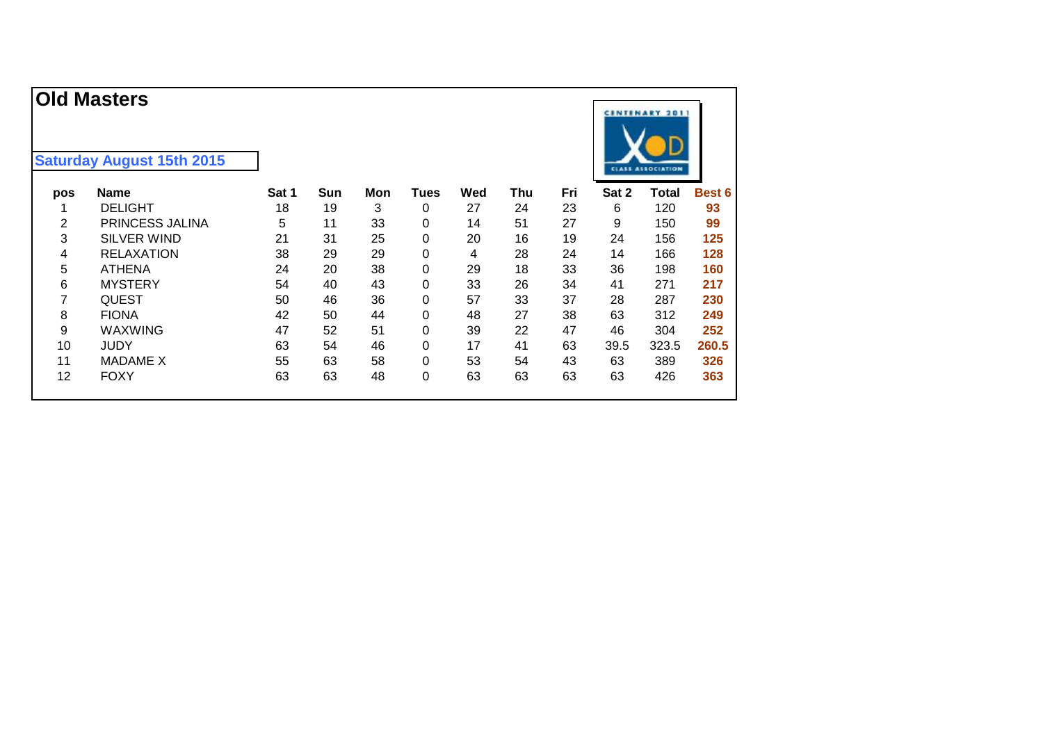# Old Masters

**Saturday August 15th 2015**

| pos | Name | Sat 1 | Sun | Mon | Tues | Wed | Thu | Fri | Sat 2 | Total | Best 6 |
|---|---|---|---|---|---|---|---|---|---|---|---|
| 1 | DELIGHT | 18 | 19 | 3 | 0 | 27 | 24 | 23 | 6 | 120 | **93** |
| 2 | PRINCESS JALINA | 5 | 11 | 33 | 0 | 14 | 51 | 27 | 9 | 150 | **99** |
| 3 | SILVER WIND | 21 | 31 | 25 | 0 | 20 | 16 | 19 | 24 | 156 | **125** |
| 4 | RELAXATION | 38 | 29 | 29 | 0 | 4 | 28 | 24 | 14 | 166 | **128** |
| 5 | ATHENA | 24 | 20 | 38 | 0 | 29 | 18 | 33 | 36 | 198 | **160** |
| 6 | MYSTERY | 54 | 40 | 43 | 0 | 33 | 26 | 34 | 41 | 271 | **217** |
| 7 | QUEST | 50 | 46 | 36 | 0 | 57 | 33 | 37 | 28 | 287 | **230** |
| 8 | FIONA | 42 | 50 | 44 | 0 | 48 | 27 | 38 | 63 | 312 | **249** |
| 9 | WAXWING | 47 | 52 | 51 | 0 | 39 | 22 | 47 | 46 | 304 | **252** |
| 10 | JUDY | 63 | 54 | 46 | 0 | 17 | 41 | 63 | 39.5 | 323.5 | **260.5** |
| 11 | MADAME X | 55 | 63 | 58 | 0 | 53 | 54 | 43 | 63 | 389 | **326** |
| 12 | FOXY | 63 | 63 | 48 | 0 | 63 | 63 | 63 | 63 | 426 | **363** |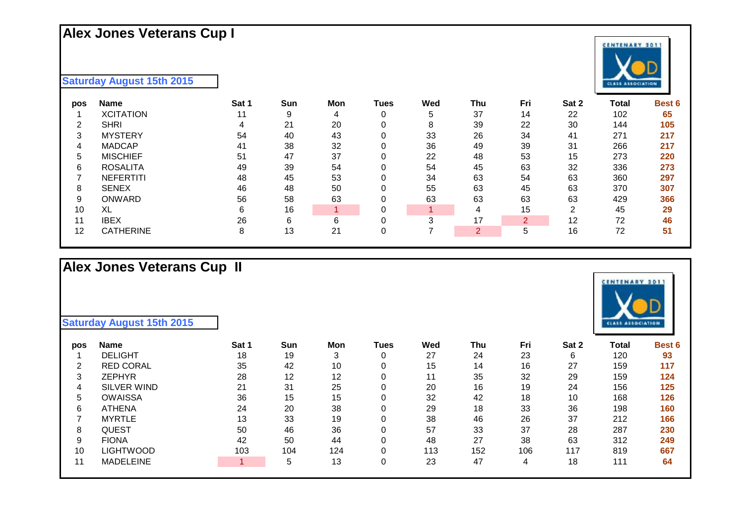# Alex Jones Veterans Cup I

**Saturday August 15th 2015**

| pos | Name | Sat 1 | Sun | Mon | Tues | Wed | Thu | Fri | Sat 2 | Total | Best 6 |
|---|---|---|---|---|---|---|---|---|---|---|---|
| 1 | XCITATION | 11 | 9 | 4 | 0 | 5 | 37 | 14 | 22 | 102 | **65** |
| 2 | SHRI | 4 | 21 | 20 | 0 | 8 | 39 | 22 | 30 | 144 | **105** |
| 3 | MYSTERY | 54 | 40 | 43 | 0 | 33 | 26 | 34 | 41 | 271 | **217** |
| 4 | MADCAP | 41 | 38 | 32 | 0 | 36 | 49 | 39 | 31 | 266 | **217** |
| 5 | MISCHIEF | 51 | 47 | 37 | 0 | 22 | 48 | 53 | 15 | 273 | **220** |
| 6 | ROSALITA | 49 | 39 | 54 | 0 | 54 | 45 | 63 | 32 | 336 | **273** |
| 7 | NEFERTITI | 48 | 45 | 53 | 0 | 34 | 63 | 54 | 63 | 360 | **297** |
| 8 | SENEX | 46 | 48 | 50 | 0 | 55 | 63 | 45 | 63 | 370 | **307** |
| 9 | ONWARD | 56 | 58 | 63 | 0 | 63 | 63 | 63 | 63 | 429 | **366** |
| 10 | XL | 6 | 16 | 1 | 0 | 1 | 4 | 15 | 2 | 45 | **29** |
| 11 | IBEX | 26 | 6 | 6 | 0 | 3 | 17 | 2 | 12 | 72 | **46** |
| 12 | CATHERINE | 8 | 13 | 21 | 0 | 7 | 2 | 5 | 16 | 72 | **51** |

# Alex Jones Veterans Cup II

**Saturday August 15th 2015**

| pos | Name | Sat 1 | Sun | Mon | Tues | Wed | Thu | Fri | Sat 2 | Total | Best 6 |
|---|---|---|---|---|---|---|---|---|---|---|---|
| 1 | DELIGHT | 18 | 19 | 3 | 0 | 27 | 24 | 23 | 6 | 120 | **93** |
| 2 | RED CORAL | 35 | 42 | 10 | 0 | 15 | 14 | 16 | 27 | 159 | **117** |
| 3 | ZEPHYR | 28 | 12 | 12 | 0 | 11 | 35 | 32 | 29 | 159 | **124** |
| 4 | SILVER WIND | 21 | 31 | 25 | 0 | 20 | 16 | 19 | 24 | 156 | **125** |
| 5 | OWAISSA | 36 | 15 | 15 | 0 | 32 | 42 | 18 | 10 | 168 | **126** |
| 6 | ATHENA | 24 | 20 | 38 | 0 | 29 | 18 | 33 | 36 | 198 | **160** |
| 7 | MYRTLE | 13 | 33 | 19 | 0 | 38 | 46 | 26 | 37 | 212 | **166** |
| 8 | QUEST | 50 | 46 | 36 | 0 | 57 | 33 | 37 | 28 | 287 | **230** |
| 9 | FIONA | 42 | 50 | 44 | 0 | 48 | 27 | 38 | 63 | 312 | **249** |
| 10 | LIGHTWOOD | 103 | 104 | 124 | 0 | 113 | 152 | 106 | 117 | 819 | **667** |
| 11 | MADELEINE | 1 | 5 | 13 | 0 | 23 | 47 | 4 | 18 | 111 | **64** |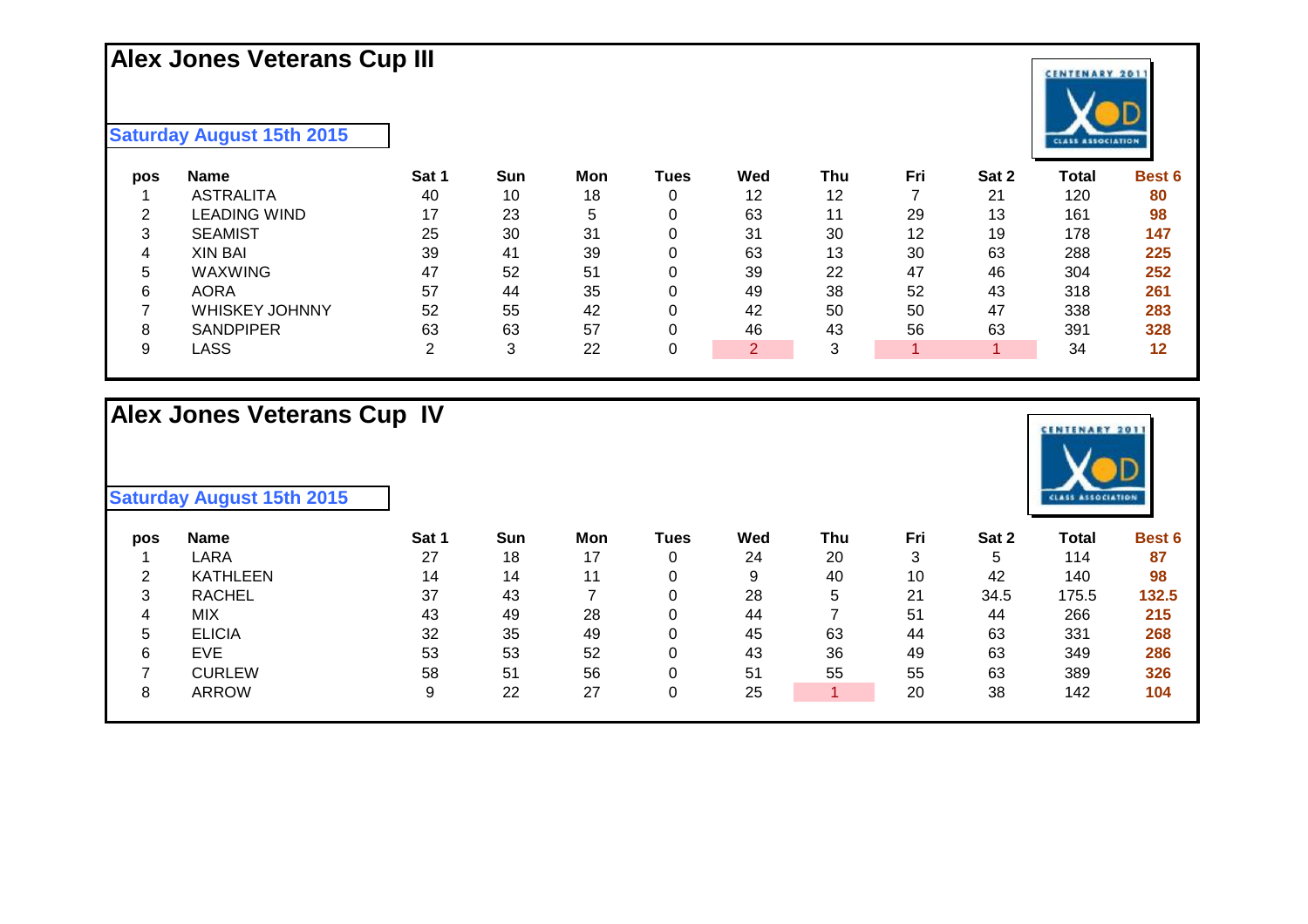# Alex Jones Veterans Cup III

**Saturday August 15th 2015**

| pos | Name | Sat 1 | Sun | Mon | Tues | Wed | Thu | Fri | Sat 2 | Total | Best 6 |
|---|---|---|---|---|---|---|---|---|---|---|---|
| 1 | ASTRALITA | 40 | 10 | 18 | 0 | 12 | 12 | 7 | 21 | 120 | **80** |
| 2 | LEADING WIND | 17 | 23 | 5 | 0 | 63 | 11 | 29 | 13 | 161 | **98** |
| 3 | SEAMIST | 25 | 30 | 31 | 0 | 31 | 30 | 12 | 19 | 178 | **147** |
| 4 | XIN BAI | 39 | 41 | 39 | 0 | 63 | 13 | 30 | 63 | 288 | **225** |
| 5 | WAXWING | 47 | 52 | 51 | 0 | 39 | 22 | 47 | 46 | 304 | **252** |
| 6 | AORA | 57 | 44 | 35 | 0 | 49 | 38 | 52 | 43 | 318 | **261** |
| 7 | WHISKEY JOHNNY | 52 | 55 | 42 | 0 | 42 | 50 | 50 | 47 | 338 | **283** |
| 8 | SANDPIPER | 63 | 63 | 57 | 0 | 46 | 43 | 56 | 63 | 391 | **328** |
| 9 | LASS | 2 | 3 | 22 | 0 | 2 | 3 | 1 | 1 | 34 | **12** |

# Alex Jones Veterans Cup IV

**Saturday August 15th 2015**

| pos | Name | Sat 1 | Sun | Mon | Tues | Wed | Thu | Fri | Sat 2 | Total | Best 6 |
|---|---|---|---|---|---|---|---|---|---|---|---|
| 1 | LARA | 27 | 18 | 17 | 0 | 24 | 20 | 3 | 5 | 114 | **87** |
| 2 | KATHLEEN | 14 | 14 | 11 | 0 | 9 | 40 | 10 | 42 | 140 | **98** |
| 3 | RACHEL | 37 | 43 | 7 | 0 | 28 | 5 | 21 | 34.5 | 175.5 | **132.5** |
| 4 | MIX | 43 | 49 | 28 | 0 | 44 | 7 | 51 | 44 | 266 | **215** |
| 5 | ELICIA | 32 | 35 | 49 | 0 | 45 | 63 | 44 | 63 | 331 | **268** |
| 6 | EVE | 53 | 53 | 52 | 0 | 43 | 36 | 49 | 63 | 349 | **286** |
| 7 | CURLEW | 58 | 51 | 56 | 0 | 51 | 55 | 55 | 63 | 389 | **326** |
| 8 | ARROW | 9 | 22 | 27 | 0 | 25 | 1 | 20 | 38 | 142 | **104** |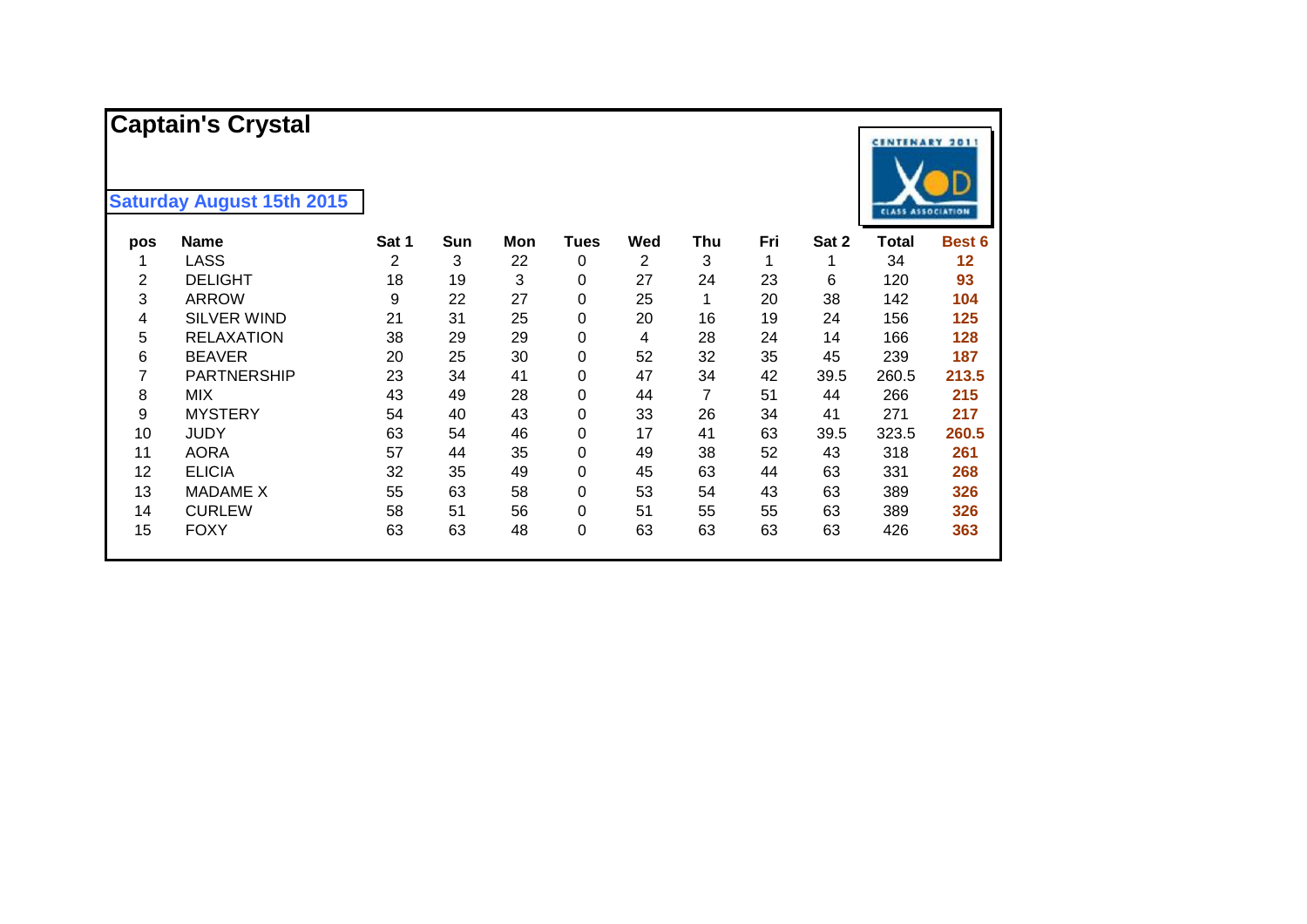# Captain's Crystal

**Saturday August 15th 2015**

| pos | Name | Sat 1 | Sun | Mon | Tues | Wed | Thu | Fri | Sat 2 | Total | Best 6 |
|---|---|---|---|---|---|---|---|---|---|---|---|
| 1 | LASS | 2 | 3 | 22 | 0 | 2 | 3 | 1 | 1 | 34 | **12** |
| 2 | DELIGHT | 18 | 19 | 3 | 0 | 27 | 24 | 23 | 6 | 120 | **93** |
| 3 | ARROW | 9 | 22 | 27 | 0 | 25 | 1 | 20 | 38 | 142 | **104** |
| 4 | SILVER WIND | 21 | 31 | 25 | 0 | 20 | 16 | 19 | 24 | 156 | **125** |
| 5 | RELAXATION | 38 | 29 | 29 | 0 | 4 | 28 | 24 | 14 | 166 | **128** |
| 6 | BEAVER | 20 | 25 | 30 | 0 | 52 | 32 | 35 | 45 | 239 | **187** |
| 7 | PARTNERSHIP | 23 | 34 | 41 | 0 | 47 | 34 | 42 | 39.5 | 260.5 | **213.5** |
| 8 | MIX | 43 | 49 | 28 | 0 | 44 | 7 | 51 | 44 | 266 | **215** |
| 9 | MYSTERY | 54 | 40 | 43 | 0 | 33 | 26 | 34 | 41 | 271 | **217** |
| 10 | JUDY | 63 | 54 | 46 | 0 | 17 | 41 | 63 | 39.5 | 323.5 | **260.5** |
| 11 | AORA | 57 | 44 | 35 | 0 | 49 | 38 | 52 | 43 | 318 | **261** |
| 12 | ELICIA | 32 | 35 | 49 | 0 | 45 | 63 | 44 | 63 | 331 | **268** |
| 13 | MADAME X | 55 | 63 | 58 | 0 | 53 | 54 | 43 | 63 | 389 | **326** |
| 14 | CURLEW | 58 | 51 | 56 | 0 | 51 | 55 | 55 | 63 | 389 | **326** |
| 15 | FOXY | 63 | 63 | 48 | 0 | 63 | 63 | 63 | 63 | 426 | **363** |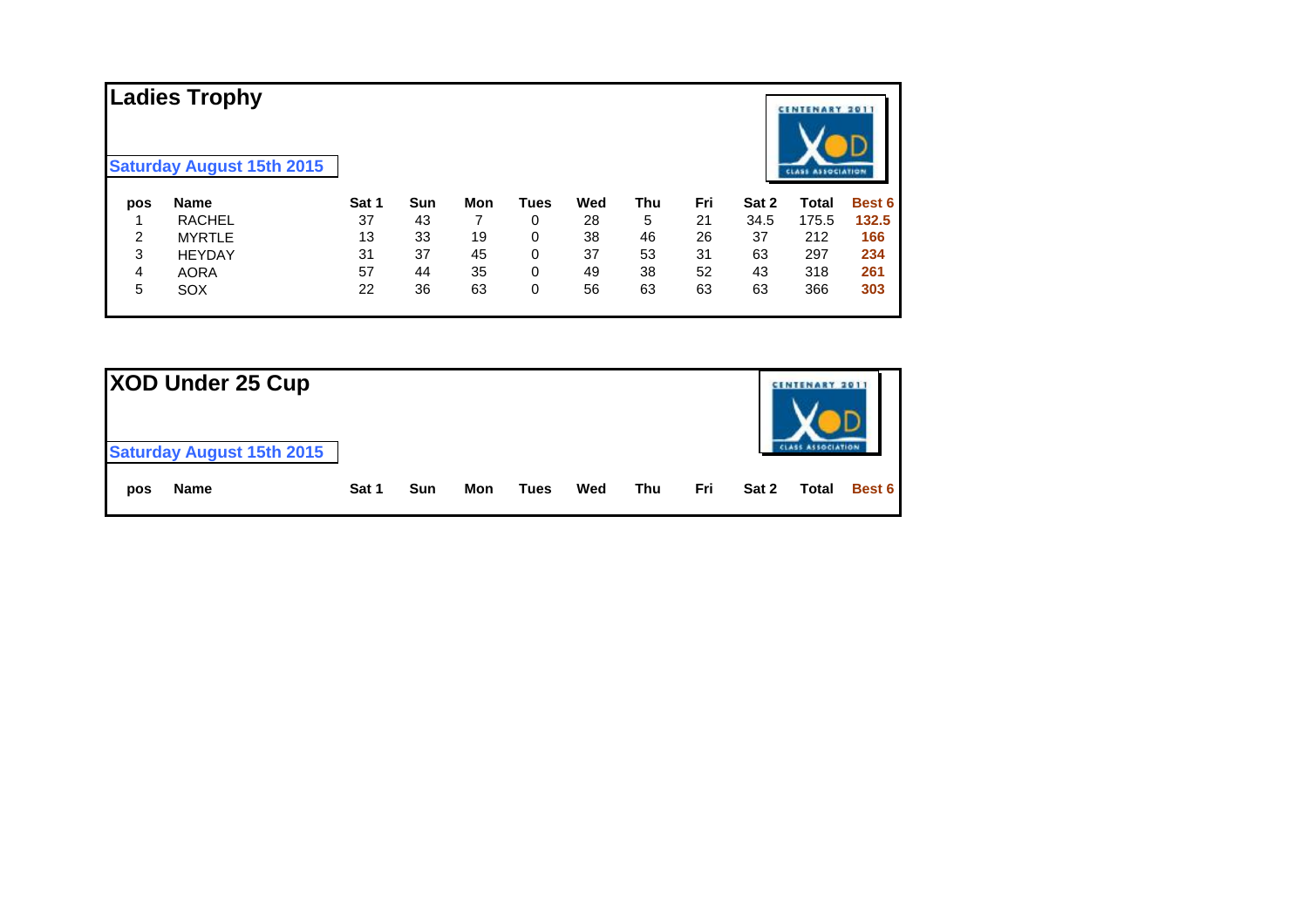# Ladies Trophy

**Saturday August 15th 2015**

| pos | Name | Sat 1 | Sun | Mon | Tues | Wed | Thu | Fri | Sat 2 | Total | Best 6 |
|---|---|---|---|---|---|---|---|---|---|---|---|
| 1 | RACHEL | 37 | 43 | 7 | 0 | 28 | 5 | 21 | 34.5 | 175.5 | **132.5** |
| 2 | MYRTLE | 13 | 33 | 19 | 0 | 38 | 46 | 26 | 37 | 212 | **166** |
| 3 | HEYDAY | 31 | 37 | 45 | 0 | 37 | 53 | 31 | 63 | 297 | **234** |
| 4 | AORA | 57 | 44 | 35 | 0 | 49 | 38 | 52 | 43 | 318 | **261** |
| 5 | SOX | 22 | 36 | 63 | 0 | 56 | 63 | 63 | 63 | 366 | **303** |

# XOD Under 25 Cup

**Saturday August 15th 2015**

| pos | Name | Sat 1 | Sun | Mon | Tues | Wed | Thu | Fri | Sat 2 | Total | Best 6 |
|---|---|---|---|---|---|---|---|---|---|---|---|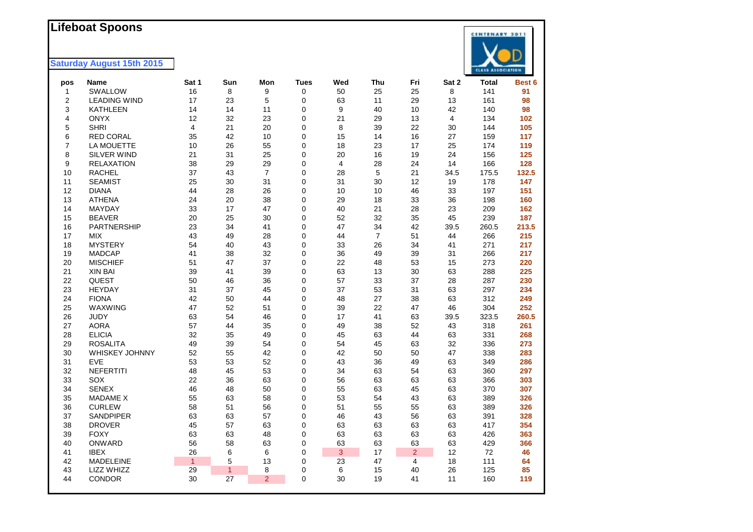# Lifeboat Spoons

**Saturday August 15th 2015**

| pos | Name | Sat 1 | Sun | Mon | Tues | Wed | Thu | Fri | Sat 2 | Total | Best 6 |
|---|---|---|---|---|---|---|---|---|---|---|---|
| 1 | SWALLOW | 16 | 8 | 9 | 0 | 50 | 25 | 25 | 8 | 141 | **91** |
| 2 | LEADING WIND | 17 | 23 | 5 | 0 | 63 | 11 | 29 | 13 | 161 | **98** |
| 3 | KATHLEEN | 14 | 14 | 11 | 0 | 9 | 40 | 10 | 42 | 140 | **98** |
| 4 | ONYX | 12 | 32 | 23 | 0 | 21 | 29 | 13 | 4 | 134 | **102** |
| 5 | SHRI | 4 | 21 | 20 | 0 | 8 | 39 | 22 | 30 | 144 | **105** |
| 6 | RED CORAL | 35 | 42 | 10 | 0 | 15 | 14 | 16 | 27 | 159 | **117** |
| 7 | LA MOUETTE | 10 | 26 | 55 | 0 | 18 | 23 | 17 | 25 | 174 | **119** |
| 8 | SILVER WIND | 21 | 31 | 25 | 0 | 20 | 16 | 19 | 24 | 156 | **125** |
| 9 | RELAXATION | 38 | 29 | 29 | 0 | 4 | 28 | 24 | 14 | 166 | **128** |
| 10 | RACHEL | 37 | 43 | 7 | 0 | 28 | 5 | 21 | 34.5 | 175.5 | **132.5** |
| 11 | SEAMIST | 25 | 30 | 31 | 0 | 31 | 30 | 12 | 19 | 178 | **147** |
| 12 | DIANA | 44 | 28 | 26 | 0 | 10 | 10 | 46 | 33 | 197 | **151** |
| 13 | ATHENA | 24 | 20 | 38 | 0 | 29 | 18 | 33 | 36 | 198 | **160** |
| 14 | MAYDAY | 33 | 17 | 47 | 0 | 40 | 21 | 28 | 23 | 209 | **162** |
| 15 | BEAVER | 20 | 25 | 30 | 0 | 52 | 32 | 35 | 45 | 239 | **187** |
| 16 | PARTNERSHIP | 23 | 34 | 41 | 0 | 47 | 34 | 42 | 39.5 | 260.5 | **213.5** |
| 17 | MIX | 43 | 49 | 28 | 0 | 44 | 7 | 51 | 44 | 266 | **215** |
| 18 | MYSTERY | 54 | 40 | 43 | 0 | 33 | 26 | 34 | 41 | 271 | **217** |
| 19 | MADCAP | 41 | 38 | 32 | 0 | 36 | 49 | 39 | 31 | 266 | **217** |
| 20 | MISCHIEF | 51 | 47 | 37 | 0 | 22 | 48 | 53 | 15 | 273 | **220** |
| 21 | XIN BAI | 39 | 41 | 39 | 0 | 63 | 13 | 30 | 63 | 288 | **225** |
| 22 | QUEST | 50 | 46 | 36 | 0 | 57 | 33 | 37 | 28 | 287 | **230** |
| 23 | HEYDAY | 31 | 37 | 45 | 0 | 37 | 53 | 31 | 63 | 297 | **234** |
| 24 | FIONA | 42 | 50 | 44 | 0 | 48 | 27 | 38 | 63 | 312 | **249** |
| 25 | WAXWING | 47 | 52 | 51 | 0 | 39 | 22 | 47 | 46 | 304 | **252** |
| 26 | JUDY | 63 | 54 | 46 | 0 | 17 | 41 | 63 | 39.5 | 323.5 | **260.5** |
| 27 | AORA | 57 | 44 | 35 | 0 | 49 | 38 | 52 | 43 | 318 | **261** |
| 28 | ELICIA | 32 | 35 | 49 | 0 | 45 | 63 | 44 | 63 | 331 | **268** |
| 29 | ROSALITA | 49 | 39 | 54 | 0 | 54 | 45 | 63 | 32 | 336 | **273** |
| 30 | WHISKEY JOHNNY | 52 | 55 | 42 | 0 | 42 | 50 | 50 | 47 | 338 | **283** |
| 31 | EVE | 53 | 53 | 52 | 0 | 43 | 36 | 49 | 63 | 349 | **286** |
| 32 | NEFERTITI | 48 | 45 | 53 | 0 | 34 | 63 | 54 | 63 | 360 | **297** |
| 33 | SOX | 22 | 36 | 63 | 0 | 56 | 63 | 63 | 63 | 366 | **303** |
| 34 | SENEX | 46 | 48 | 50 | 0 | 55 | 63 | 45 | 63 | 370 | **307** |
| 35 | MADAME X | 55 | 63 | 58 | 0 | 53 | 54 | 43 | 63 | 389 | **326** |
| 36 | CURLEW | 58 | 51 | 56 | 0 | 51 | 55 | 55 | 63 | 389 | **326** |
| 37 | SANDPIPER | 63 | 63 | 57 | 0 | 46 | 43 | 56 | 63 | 391 | **328** |
| 38 | DROVER | 45 | 57 | 63 | 0 | 63 | 63 | 63 | 63 | 417 | **354** |
| 39 | FOXY | 63 | 63 | 48 | 0 | 63 | 63 | 63 | 63 | 426 | **363** |
| 40 | ONWARD | 56 | 58 | 63 | 0 | 63 | 63 | 63 | 63 | 429 | **366** |
| 41 | IBEX | 26 | 6 | 6 | 0 | 3 | 17 | 2 | 12 | 72 | **46** |
| 42 | MADELEINE | 1 | 5 | 13 | 0 | 23 | 47 | 4 | 18 | 111 | **64** |
| 43 | LIZZ WHIZZ | 29 | 1 | 8 | 0 | 6 | 15 | 40 | 26 | 125 | **85** |
| 44 | CONDOR | 30 | 27 | 2 | 0 | 30 | 19 | 41 | 11 | 160 | **119** |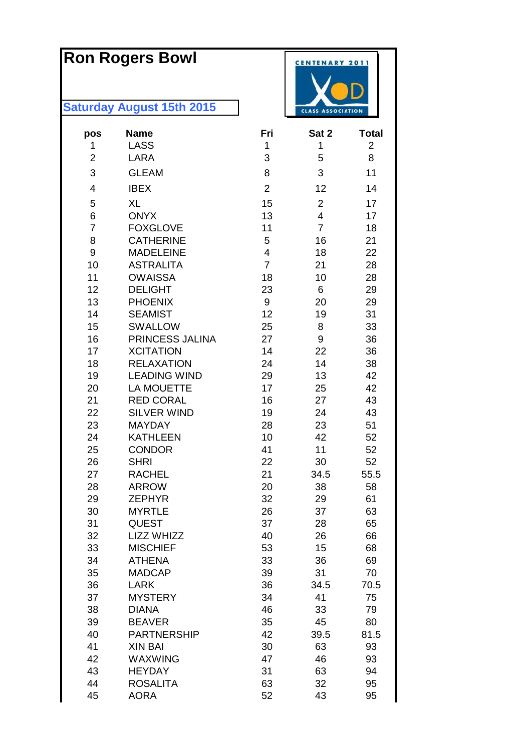# Ron Rogers Bowl

**Saturday August 15th 2015**

CENTENARY 2011

XOD

CLASS ASSOCIATION

| pos | Name | Fri | Sat 2 | Total |
|---|---|---|---|---|
| 1 | LASS | 1 | 1 | 2 |
| 2 | LARA | 3 | 5 | 8 |
| 3 | GLEAM | 8 | 3 | 11 |
| 4 | IBEX | 2 | 12 | 14 |
| 5 | XL | 15 | 2 | 17 |
| 6 | ONYX | 13 | 4 | 17 |
| 7 | FOXGLOVE | 11 | 7 | 18 |
| 8 | CATHERINE | 5 | 16 | 21 |
| 9 | MADELEINE | 4 | 18 | 22 |
| 10 | ASTRALITA | 7 | 21 | 28 |
| 11 | OWAISSA | 18 | 10 | 28 |
| 12 | DELIGHT | 23 | 6 | 29 |
| 13 | PHOENIX | 9 | 20 | 29 |
| 14 | SEAMIST | 12 | 19 | 31 |
| 15 | SWALLOW | 25 | 8 | 33 |
| 16 | PRINCESS JALINA | 27 | 9 | 36 |
| 17 | XCITATION | 14 | 22 | 36 |
| 18 | RELAXATION | 24 | 14 | 38 |
| 19 | LEADING WIND | 29 | 13 | 42 |
| 20 | LA MOUETTE | 17 | 25 | 42 |
| 21 | RED CORAL | 16 | 27 | 43 |
| 22 | SILVER WIND | 19 | 24 | 43 |
| 23 | MAYDAY | 28 | 23 | 51 |
| 24 | KATHLEEN | 10 | 42 | 52 |
| 25 | CONDOR | 41 | 11 | 52 |
| 26 | SHRI | 22 | 30 | 52 |
| 27 | RACHEL | 21 | 34.5 | 55.5 |
| 28 | ARROW | 20 | 38 | 58 |
| 29 | ZEPHYR | 32 | 29 | 61 |
| 30 | MYRTLE | 26 | 37 | 63 |
| 31 | QUEST | 37 | 28 | 65 |
| 32 | LIZZ WHIZZ | 40 | 26 | 66 |
| 33 | MISCHIEF | 53 | 15 | 68 |
| 34 | ATHENA | 33 | 36 | 69 |
| 35 | MADCAP | 39 | 31 | 70 |
| 36 | LARK | 36 | 34.5 | 70.5 |
| 37 | MYSTERY | 34 | 41 | 75 |
| 38 | DIANA | 46 | 33 | 79 |
| 39 | BEAVER | 35 | 45 | 80 |
| 40 | PARTNERSHIP | 42 | 39.5 | 81.5 |
| 41 | XIN BAI | 30 | 63 | 93 |
| 42 | WAXWING | 47 | 46 | 93 |
| 43 | HEYDAY | 31 | 63 | 94 |
| 44 | ROSALITA | 63 | 32 | 95 |
| 45 | AORA | 52 | 43 | 95 |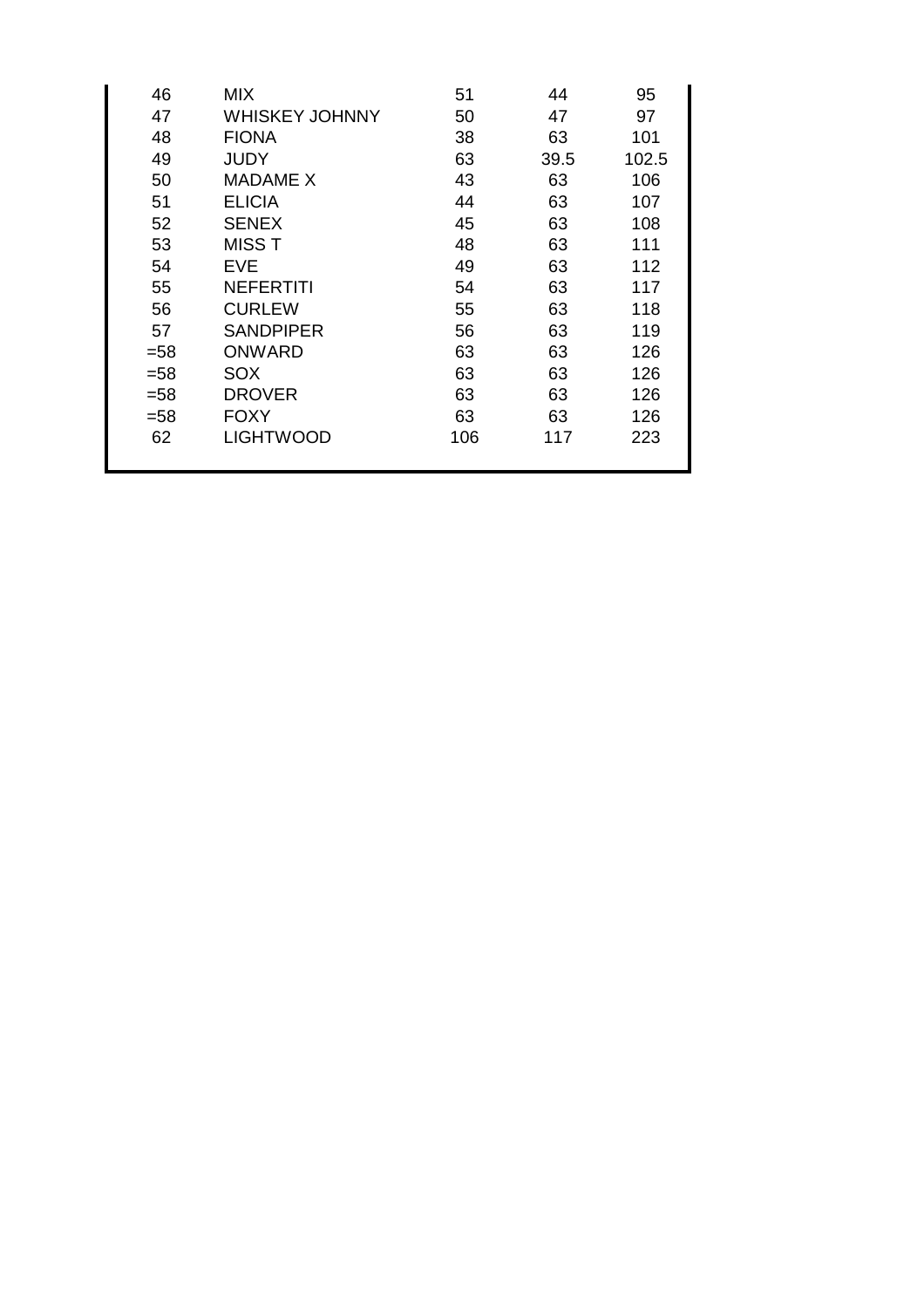| | | | | |
|---|---|---|---|---|
| 46 | MIX | 51 | 44 | 95 |
| 47 | WHISKEY JOHNNY | 50 | 47 | 97 |
| 48 | FIONA | 38 | 63 | 101 |
| 49 | JUDY | 63 | 39.5 | 102.5 |
| 50 | MADAME X | 43 | 63 | 106 |
| 51 | ELICIA | 44 | 63 | 107 |
| 52 | SENEX | 45 | 63 | 108 |
| 53 | MISS T | 48 | 63 | 111 |
| 54 | EVE | 49 | 63 | 112 |
| 55 | NEFERTITI | 54 | 63 | 117 |
| 56 | CURLEW | 55 | 63 | 118 |
| 57 | SANDPIPER | 56 | 63 | 119 |
| =58 | ONWARD | 63 | 63 | 126 |
| =58 | SOX | 63 | 63 | 126 |
| =58 | DROVER | 63 | 63 | 126 |
| =58 | FOXY | 63 | 63 | 126 |
| 62 | LIGHTWOOD | 106 | 117 | 223 |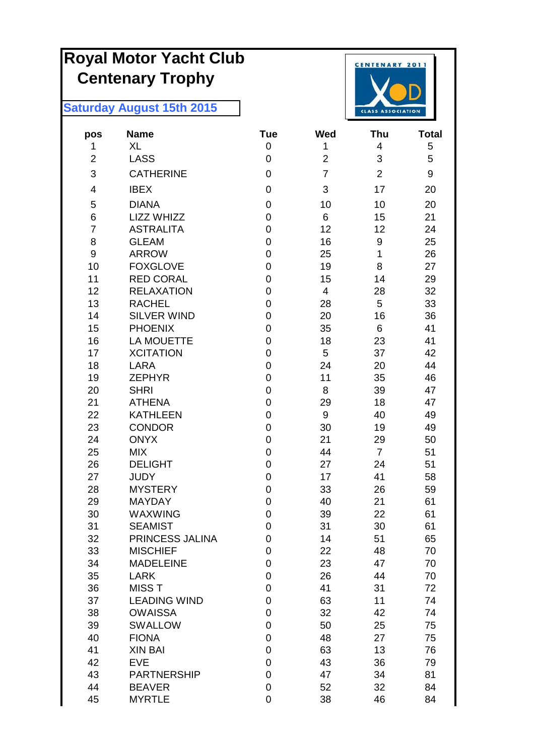# Royal Motor Yacht Club
## Centenary Trophy

**Saturday August 15th 2015**

CENTENARY 2011
XOD
CLASS ASSOCIATION

| pos | Name | Tue | Wed | Thu | Total |
|---|---|---|---|---|---|
| 1 | XL | 0 | 1 | 4 | 5 |
| 2 | LASS | 0 | 2 | 3 | 5 |
| 3 | CATHERINE | 0 | 7 | 2 | 9 |
| 4 | IBEX | 0 | 3 | 17 | 20 |
| 5 | DIANA | 0 | 10 | 10 | 20 |
| 6 | LIZZ WHIZZ | 0 | 6 | 15 | 21 |
| 7 | ASTRALITA | 0 | 12 | 12 | 24 |
| 8 | GLEAM | 0 | 16 | 9 | 25 |
| 9 | ARROW | 0 | 25 | 1 | 26 |
| 10 | FOXGLOVE | 0 | 19 | 8 | 27 |
| 11 | RED CORAL | 0 | 15 | 14 | 29 |
| 12 | RELAXATION | 0 | 4 | 28 | 32 |
| 13 | RACHEL | 0 | 28 | 5 | 33 |
| 14 | SILVER WIND | 0 | 20 | 16 | 36 |
| 15 | PHOENIX | 0 | 35 | 6 | 41 |
| 16 | LA MOUETTE | 0 | 18 | 23 | 41 |
| 17 | XCITATION | 0 | 5 | 37 | 42 |
| 18 | LARA | 0 | 24 | 20 | 44 |
| 19 | ZEPHYR | 0 | 11 | 35 | 46 |
| 20 | SHRI | 0 | 8 | 39 | 47 |
| 21 | ATHENA | 0 | 29 | 18 | 47 |
| 22 | KATHLEEN | 0 | 9 | 40 | 49 |
| 23 | CONDOR | 0 | 30 | 19 | 49 |
| 24 | ONYX | 0 | 21 | 29 | 50 |
| 25 | MIX | 0 | 44 | 7 | 51 |
| 26 | DELIGHT | 0 | 27 | 24 | 51 |
| 27 | JUDY | 0 | 17 | 41 | 58 |
| 28 | MYSTERY | 0 | 33 | 26 | 59 |
| 29 | MAYDAY | 0 | 40 | 21 | 61 |
| 30 | WAXWING | 0 | 39 | 22 | 61 |
| 31 | SEAMIST | 0 | 31 | 30 | 61 |
| 32 | PRINCESS JALINA | 0 | 14 | 51 | 65 |
| 33 | MISCHIEF | 0 | 22 | 48 | 70 |
| 34 | MADELEINE | 0 | 23 | 47 | 70 |
| 35 | LARK | 0 | 26 | 44 | 70 |
| 36 | MISS T | 0 | 41 | 31 | 72 |
| 37 | LEADING WIND | 0 | 63 | 11 | 74 |
| 38 | OWAISSA | 0 | 32 | 42 | 74 |
| 39 | SWALLOW | 0 | 50 | 25 | 75 |
| 40 | FIONA | 0 | 48 | 27 | 75 |
| 41 | XIN BAI | 0 | 63 | 13 | 76 |
| 42 | EVE | 0 | 43 | 36 | 79 |
| 43 | PARTNERSHIP | 0 | 47 | 34 | 81 |
| 44 | BEAVER | 0 | 52 | 32 | 84 |
| 45 | MYRTLE | 0 | 38 | 46 | 84 |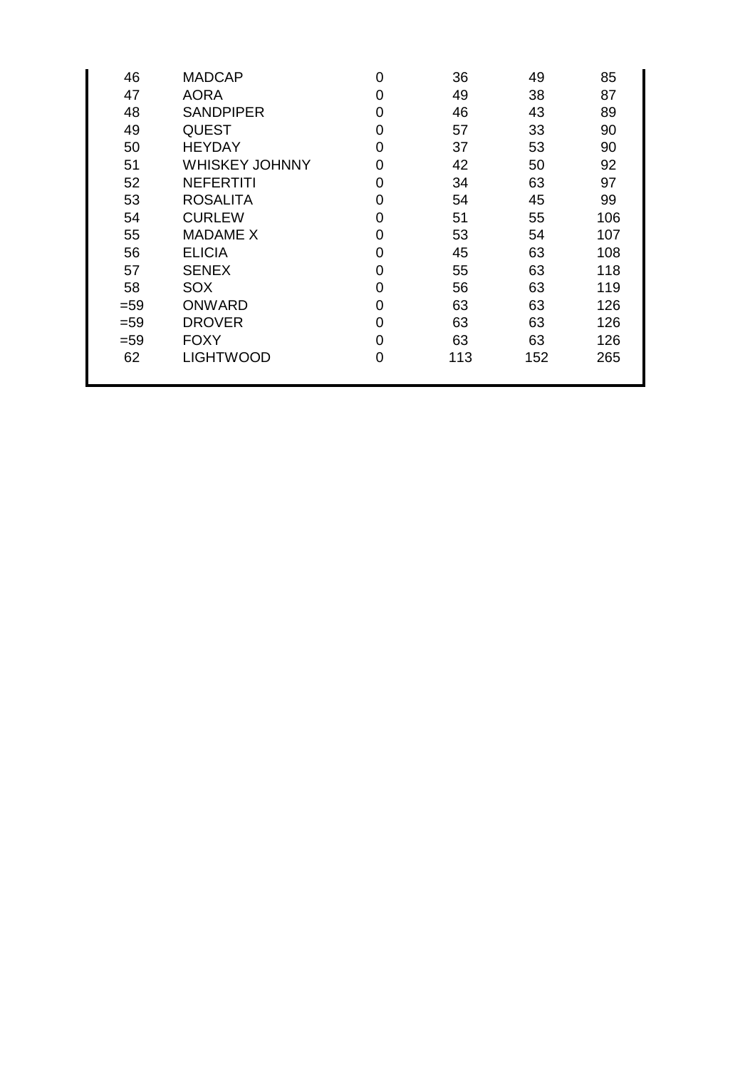| | | | | | |
|---|---|---|---|---|---|
| 46 | MADCAP | 0 | 36 | 49 | 85 |
| 47 | AORA | 0 | 49 | 38 | 87 |
| 48 | SANDPIPER | 0 | 46 | 43 | 89 |
| 49 | QUEST | 0 | 57 | 33 | 90 |
| 50 | HEYDAY | 0 | 37 | 53 | 90 |
| 51 | WHISKEY JOHNNY | 0 | 42 | 50 | 92 |
| 52 | NEFERTITI | 0 | 34 | 63 | 97 |
| 53 | ROSALITA | 0 | 54 | 45 | 99 |
| 54 | CURLEW | 0 | 51 | 55 | 106 |
| 55 | MADAME X | 0 | 53 | 54 | 107 |
| 56 | ELICIA | 0 | 45 | 63 | 108 |
| 57 | SENEX | 0 | 55 | 63 | 118 |
| 58 | SOX | 0 | 56 | 63 | 119 |
| =59 | ONWARD | 0 | 63 | 63 | 126 |
| =59 | DROVER | 0 | 63 | 63 | 126 |
| =59 | FOXY | 0 | 63 | 63 | 126 |
| 62 | LIGHTWOOD | 0 | 113 | 152 | 265 |